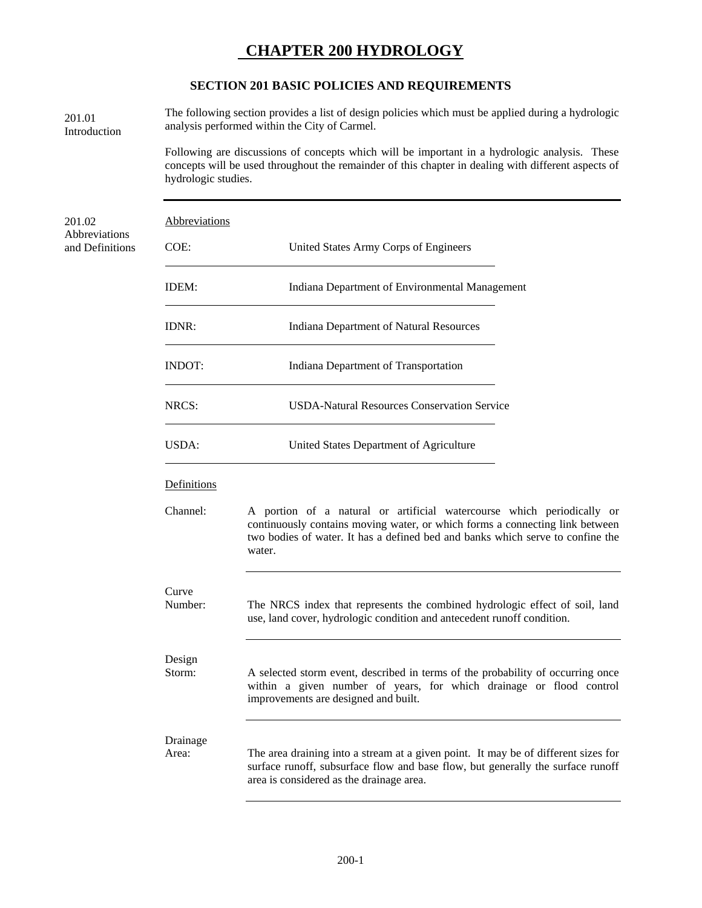# CHAPTER 200 HYDROLOGY

## SECTION 201 BASIC POLICIES AND REQUIREMENTS

### 201.01 Introduction

The following section provides a list of design policies which must be applied during a hydrologic analysis performed within the City of Carmel.

Following are discussions of concepts which will be important in a hydrologic analysis. These concepts will be used throughout the remainder of this chapter in dealing with different aspects of hydrologic studies.

---

### 201.02 Abbreviations and Definitions

Abbreviations

| | |
|---|---|
| COE: | United States Army Corps of Engineers |
| IDEM: | Indiana Department of Environmental Management |
| IDNR: | Indiana Department of Natural Resources |
| INDOT: | Indiana Department of Transportation |
| NRCS: | USDA-Natural Resources Conservation Service |
| USDA: | United States Department of Agriculture |

Definitions

| | |
|---|---|
| Channel: | A portion of a natural or artificial watercourse which periodically or continuously contains moving water, or which forms a connecting link between two bodies of water. It has a defined bed and banks which serve to confine the water. |
| Curve Number: | The NRCS index that represents the combined hydrologic effect of soil, land use, land cover, hydrologic condition and antecedent runoff condition. |
| Design Storm: | A selected storm event, described in terms of the probability of occurring once within a given number of years, for which drainage or flood control improvements are designed and built. |
| Drainage Area: | The area draining into a stream at a given point. It may be of different sizes for surface runoff, subsurface flow and base flow, but generally the surface runoff area is considered as the drainage area. |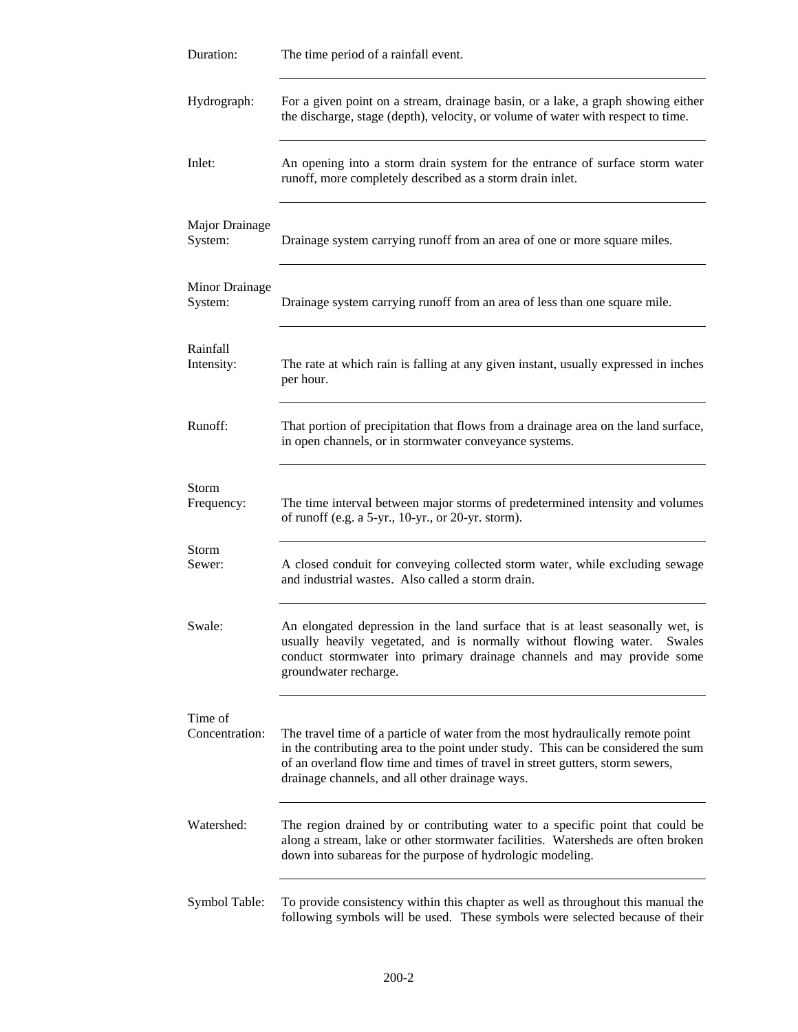**Duration:** The time period of a rainfall event.

---

**Hydrograph:** For a given point on a stream, drainage basin, or a lake, a graph showing either the discharge, stage (depth), velocity, or volume of water with respect to time.

---

**Inlet:** An opening into a storm drain system for the entrance of surface storm water runoff, more completely described as a storm drain inlet.

---

**Major Drainage System:** Drainage system carrying runoff from an area of one or more square miles.

---

**Minor Drainage System:** Drainage system carrying runoff from an area of less than one square mile.

---

**Rainfall Intensity:** The rate at which rain is falling at any given instant, usually expressed in inches per hour.

---

**Runoff:** That portion of precipitation that flows from a drainage area on the land surface, in open channels, or in stormwater conveyance systems.

---

**Storm Frequency:** The time interval between major storms of predetermined intensity and volumes of runoff (e.g. a 5-yr., 10-yr., or 20-yr. storm).

---

**Storm Sewer:** A closed conduit for conveying collected storm water, while excluding sewage and industrial wastes. Also called a storm drain.

---

**Swale:** An elongated depression in the land surface that is at least seasonally wet, is usually heavily vegetated, and is normally without flowing water. Swales conduct stormwater into primary drainage channels and may provide some groundwater recharge.

---

**Time of Concentration:** The travel time of a particle of water from the most hydraulically remote point in the contributing area to the point under study. This can be considered the sum of an overland flow time and times of travel in street gutters, storm sewers, drainage channels, and all other drainage ways.

---

**Watershed:** The region drained by or contributing water to a specific point that could be along a stream, lake or other stormwater facilities. Watersheds are often broken down into subareas for the purpose of hydrologic modeling.

---

**Symbol Table:** To provide consistency within this chapter as well as throughout this manual the following symbols will be used. These symbols were selected because of their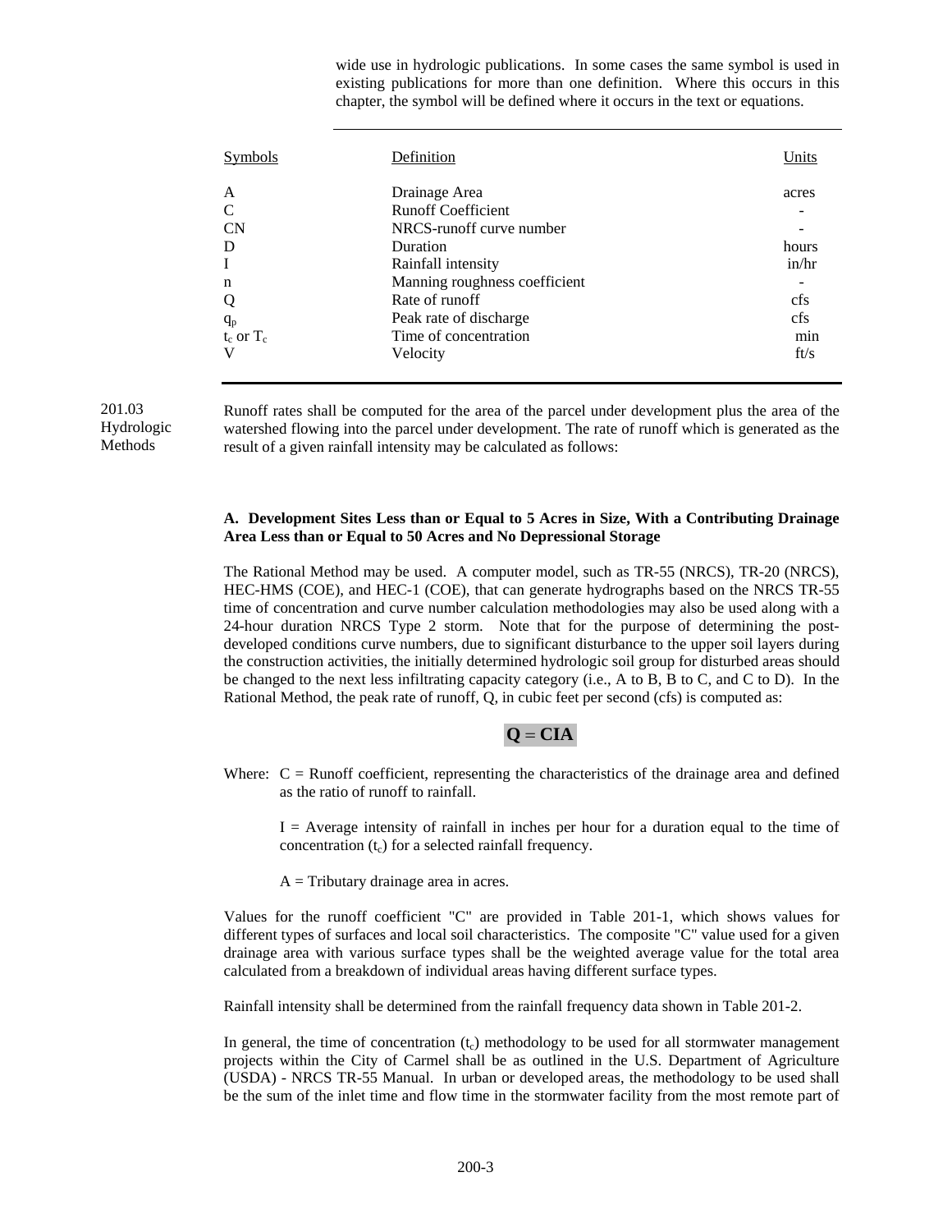wide use in hydrologic publications. In some cases the same symbol is used in existing publications for more than one definition. Where this occurs in this chapter, the symbol will be defined where it occurs in the text or equations.

| Symbols | Definition | Units |
|---|---|---|
| A | Drainage Area | acres |
| C | Runoff Coefficient | - |
| CN | NRCS-runoff curve number | - |
| D | Duration | hours |
| I | Rainfall intensity | in/hr |
| n | Manning roughness coefficient | - |
| Q | Rate of runoff | cfs |
| $q_p$ | Peak rate of discharge | cfs |
| $t_c$ or $T_c$ | Time of concentration | min |
| V | Velocity | ft/s |

## 201.03 Hydrologic Methods

Runoff rates shall be computed for the area of the parcel under development plus the area of the watershed flowing into the parcel under development. The rate of runoff which is generated as the result of a given rainfall intensity may be calculated as follows:

**A. Development Sites Less than or Equal to 5 Acres in Size, With a Contributing Drainage Area Less than or Equal to 50 Acres and No Depressional Storage**

The Rational Method may be used. A computer model, such as TR-55 (NRCS), TR-20 (NRCS), HEC-HMS (COE), and HEC-1 (COE), that can generate hydrographs based on the NRCS TR-55 time of concentration and curve number calculation methodologies may also be used along with a 24-hour duration NRCS Type 2 storm. Note that for the purpose of determining the post-developed conditions curve numbers, due to significant disturbance to the upper soil layers during the construction activities, the initially determined hydrologic soil group for disturbed areas should be changed to the next less infiltrating capacity category (i.e., A to B, B to C, and C to D). In the Rational Method, the peak rate of runoff, Q, in cubic feet per second (cfs) is computed as:

$$\mathbf{Q = CIA}$$

Where: C = Runoff coefficient, representing the characteristics of the drainage area and defined as the ratio of runoff to rainfall.

I = Average intensity of rainfall in inches per hour for a duration equal to the time of concentration ($t_c$) for a selected rainfall frequency.

A = Tributary drainage area in acres.

Values for the runoff coefficient "C" are provided in Table 201-1, which shows values for different types of surfaces and local soil characteristics. The composite "C" value used for a given drainage area with various surface types shall be the weighted average value for the total area calculated from a breakdown of individual areas having different surface types.

Rainfall intensity shall be determined from the rainfall frequency data shown in Table 201-2.

In general, the time of concentration ($t_c$) methodology to be used for all stormwater management projects within the City of Carmel shall be as outlined in the U.S. Department of Agriculture (USDA) - NRCS TR-55 Manual. In urban or developed areas, the methodology to be used shall be the sum of the inlet time and flow time in the stormwater facility from the most remote part of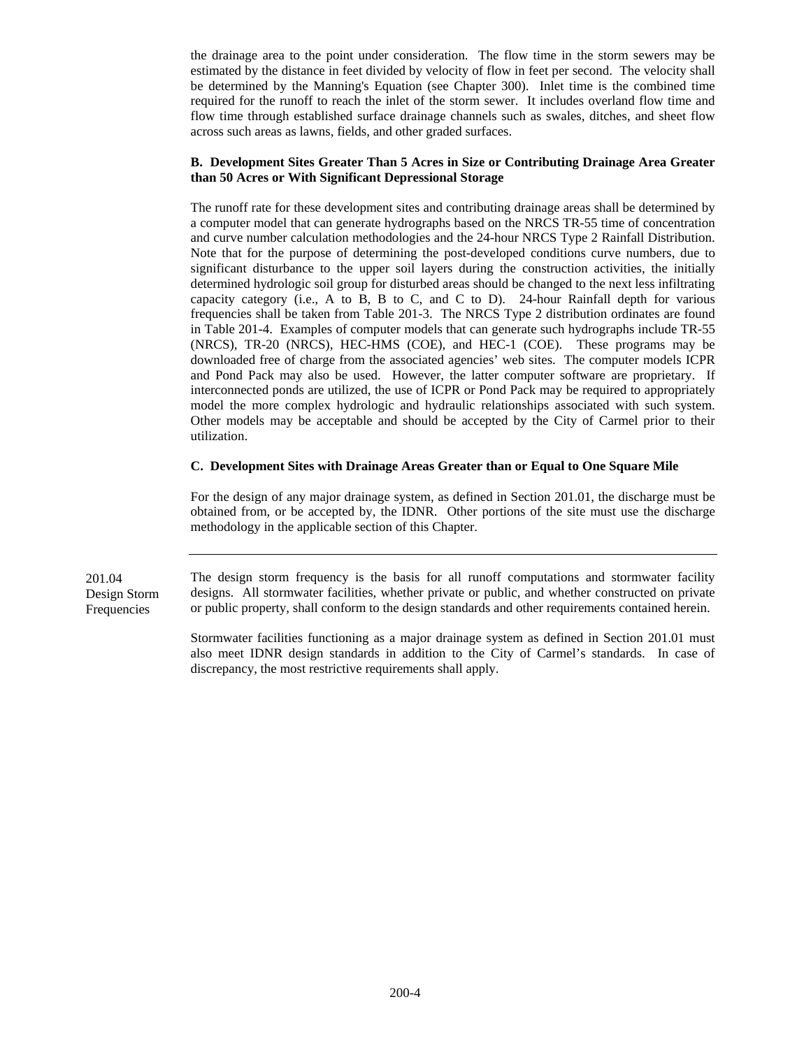the drainage area to the point under consideration. The flow time in the storm sewers may be estimated by the distance in feet divided by velocity of flow in feet per second. The velocity shall be determined by the Manning's Equation (see Chapter 300). Inlet time is the combined time required for the runoff to reach the inlet of the storm sewer. It includes overland flow time and flow time through established surface drainage channels such as swales, ditches, and sheet flow across such areas as lawns, fields, and other graded surfaces.

**B. Development Sites Greater Than 5 Acres in Size or Contributing Drainage Area Greater than 50 Acres or With Significant Depressional Storage**

The runoff rate for these development sites and contributing drainage areas shall be determined by a computer model that can generate hydrographs based on the NRCS TR-55 time of concentration and curve number calculation methodologies and the 24-hour NRCS Type 2 Rainfall Distribution. Note that for the purpose of determining the post-developed conditions curve numbers, due to significant disturbance to the upper soil layers during the construction activities, the initially determined hydrologic soil group for disturbed areas should be changed to the next less infiltrating capacity category (i.e., A to B, B to C, and C to D). 24-hour Rainfall depth for various frequencies shall be taken from Table 201-3. The NRCS Type 2 distribution ordinates are found in Table 201-4. Examples of computer models that can generate such hydrographs include TR-55 (NRCS), TR-20 (NRCS), HEC-HMS (COE), and HEC-1 (COE). These programs may be downloaded free of charge from the associated agencies' web sites. The computer models ICPR and Pond Pack may also be used. However, the latter computer software are proprietary. If interconnected ponds are utilized, the use of ICPR or Pond Pack may be required to appropriately model the more complex hydrologic and hydraulic relationships associated with such system. Other models may be acceptable and should be accepted by the City of Carmel prior to their utilization.

**C. Development Sites with Drainage Areas Greater than or Equal to One Square Mile**

For the design of any major drainage system, as defined in Section 201.01, the discharge must be obtained from, or be accepted by, the IDNR. Other portions of the site must use the discharge methodology in the applicable section of this Chapter.

---

## 201.04 Design Storm Frequencies

The design storm frequency is the basis for all runoff computations and stormwater facility designs. All stormwater facilities, whether private or public, and whether constructed on private or public property, shall conform to the design standards and other requirements contained herein.

Stormwater facilities functioning as a major drainage system as defined in Section 201.01 must also meet IDNR design standards in addition to the City of Carmel's standards. In case of discrepancy, the most restrictive requirements shall apply.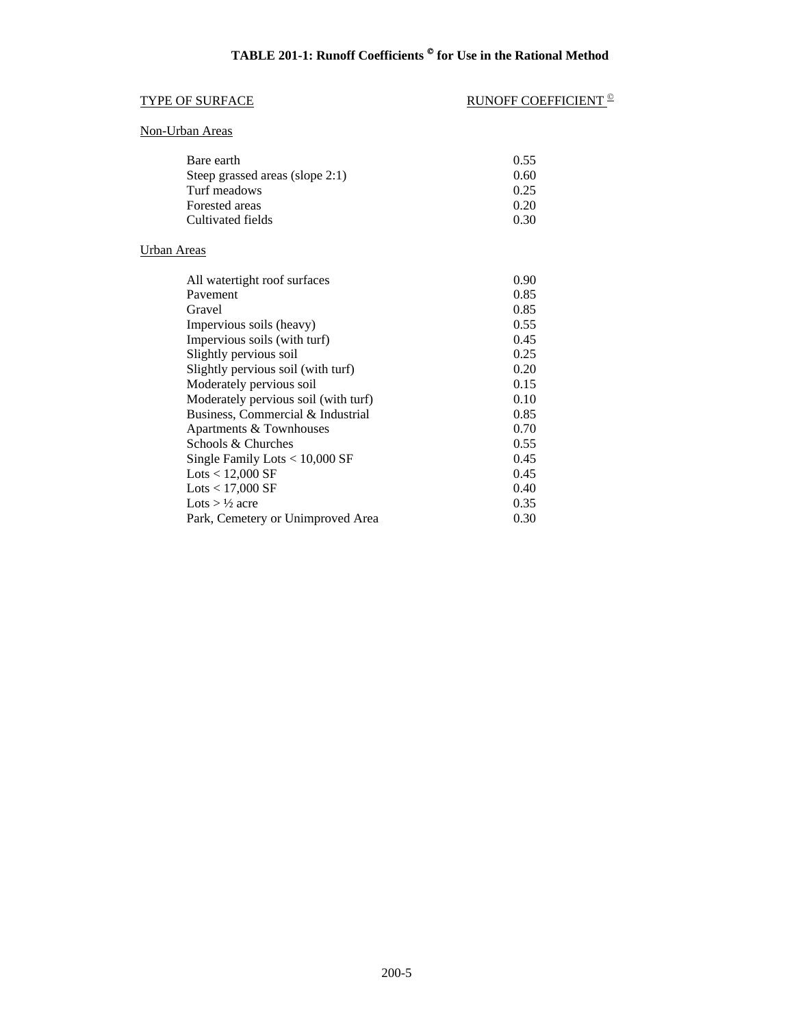**TABLE 201-1: Runoff Coefficients © for Use in the Rational Method**

| TYPE OF SURFACE | RUNOFF COEFFICIENT © |
|---|---|
| **Non-Urban Areas** | |
| Bare earth | 0.55 |
| Steep grassed areas (slope 2:1) | 0.60 |
| Turf meadows | 0.25 |
| Forested areas | 0.20 |
| Cultivated fields | 0.30 |
| **Urban Areas** | |
| All watertight roof surfaces | 0.90 |
| Pavement | 0.85 |
| Gravel | 0.85 |
| Impervious soils (heavy) | 0.55 |
| Impervious soils (with turf) | 0.45 |
| Slightly pervious soil | 0.25 |
| Slightly pervious soil (with turf) | 0.20 |
| Moderately pervious soil | 0.15 |
| Moderately pervious soil (with turf) | 0.10 |
| Business, Commercial & Industrial | 0.85 |
| Apartments & Townhouses | 0.70 |
| Schools & Churches | 0.55 |
| Single Family Lots < 10,000 SF | 0.45 |
| Lots < 12,000 SF | 0.45 |
| Lots < 17,000 SF | 0.40 |
| Lots > ½ acre | 0.35 |
| Park, Cemetery or Unimproved Area | 0.30 |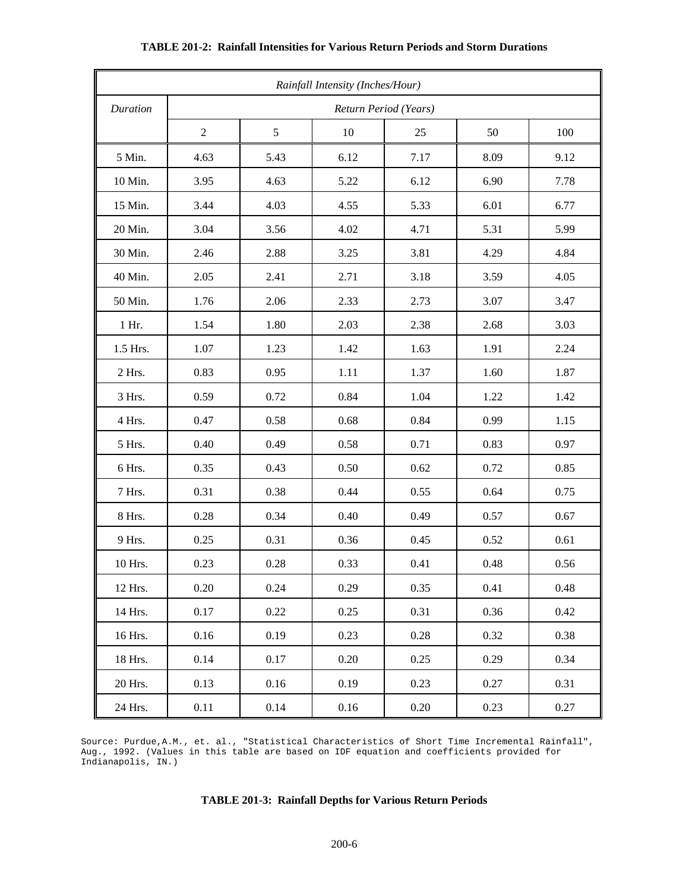**TABLE 201-2: Rainfall Intensities for Various Return Periods and Storm Durations**

| *Rainfall Intensity (Inches/Hour)* | | | | | | |
|---|---|---|---|---|---|---|
| *Duration* | *Return Period (Years)* | | | | | |
| | 2 | 5 | 10 | 25 | 50 | 100 |
| 5 Min. | 4.63 | 5.43 | 6.12 | 7.17 | 8.09 | 9.12 |
| 10 Min. | 3.95 | 4.63 | 5.22 | 6.12 | 6.90 | 7.78 |
| 15 Min. | 3.44 | 4.03 | 4.55 | 5.33 | 6.01 | 6.77 |
| 20 Min. | 3.04 | 3.56 | 4.02 | 4.71 | 5.31 | 5.99 |
| 30 Min. | 2.46 | 2.88 | 3.25 | 3.81 | 4.29 | 4.84 |
| 40 Min. | 2.05 | 2.41 | 2.71 | 3.18 | 3.59 | 4.05 |
| 50 Min. | 1.76 | 2.06 | 2.33 | 2.73 | 3.07 | 3.47 |
| 1 Hr. | 1.54 | 1.80 | 2.03 | 2.38 | 2.68 | 3.03 |
| 1.5 Hrs. | 1.07 | 1.23 | 1.42 | 1.63 | 1.91 | 2.24 |
| 2 Hrs. | 0.83 | 0.95 | 1.11 | 1.37 | 1.60 | 1.87 |
| 3 Hrs. | 0.59 | 0.72 | 0.84 | 1.04 | 1.22 | 1.42 |
| 4 Hrs. | 0.47 | 0.58 | 0.68 | 0.84 | 0.99 | 1.15 |
| 5 Hrs. | 0.40 | 0.49 | 0.58 | 0.71 | 0.83 | 0.97 |
| 6 Hrs. | 0.35 | 0.43 | 0.50 | 0.62 | 0.72 | 0.85 |
| 7 Hrs. | 0.31 | 0.38 | 0.44 | 0.55 | 0.64 | 0.75 |
| 8 Hrs. | 0.28 | 0.34 | 0.40 | 0.49 | 0.57 | 0.67 |
| 9 Hrs. | 0.25 | 0.31 | 0.36 | 0.45 | 0.52 | 0.61 |
| 10 Hrs. | 0.23 | 0.28 | 0.33 | 0.41 | 0.48 | 0.56 |
| 12 Hrs. | 0.20 | 0.24 | 0.29 | 0.35 | 0.41 | 0.48 |
| 14 Hrs. | 0.17 | 0.22 | 0.25 | 0.31 | 0.36 | 0.42 |
| 16 Hrs. | 0.16 | 0.19 | 0.23 | 0.28 | 0.32 | 0.38 |
| 18 Hrs. | 0.14 | 0.17 | 0.20 | 0.25 | 0.29 | 0.34 |
| 20 Hrs. | 0.13 | 0.16 | 0.19 | 0.23 | 0.27 | 0.31 |
| 24 Hrs. | 0.11 | 0.14 | 0.16 | 0.20 | 0.23 | 0.27 |

Source: Purdue,A.M., et. al., "Statistical Characteristics of Short Time Incremental Rainfall", Aug., 1992. (Values in this table are based on IDF equation and coefficients provided for Indianapolis, IN.)

**TABLE 201-3: Rainfall Depths for Various Return Periods**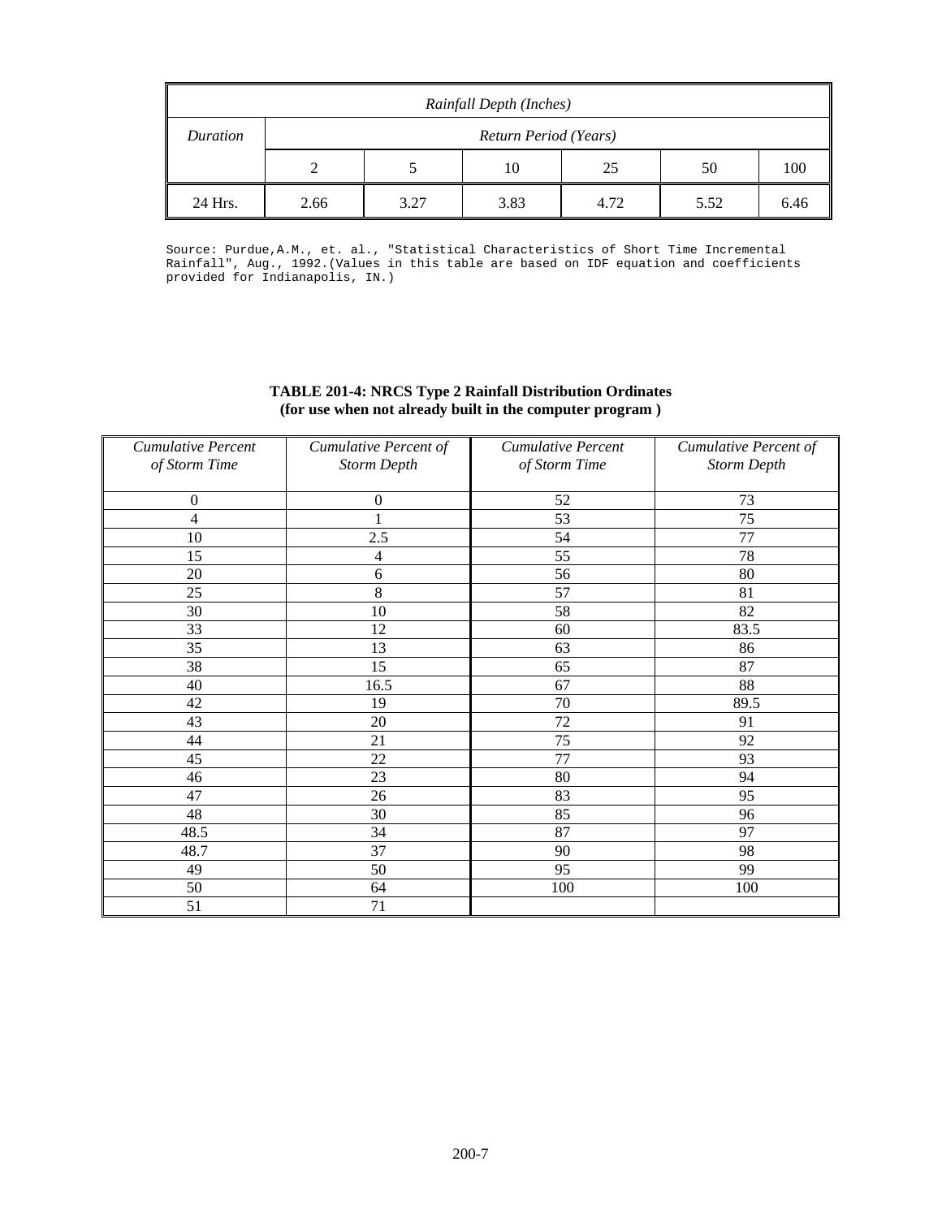| Rainfall Depth (Inches) | | | | | | |
|---|---|---|---|---|---|---|
| *Duration* | *Return Period (Years)* | | | | | |
| | 2 | 5 | 10 | 25 | 50 | 100 |
| 24 Hrs. | 2.66 | 3.27 | 3.83 | 4.72 | 5.52 | 6.46 |

```
Source: Purdue,A.M., et. al., "Statistical Characteristics of Short Time Incremental
Rainfall", Aug., 1992.(Values in this table are based on IDF equation and coefficients
provided for Indianapolis, IN.)
```

**TABLE 201-4: NRCS Type 2 Rainfall Distribution Ordinates**
**(for use when not already built in the computer program )**

| *Cumulative Percent of Storm Time* | *Cumulative Percent of Storm Depth* | *Cumulative Percent of Storm Time* | *Cumulative Percent of Storm Depth* |
|---|---|---|---|
| 0 | 0 | 52 | 73 |
| 4 | 1 | 53 | 75 |
| 10 | 2.5 | 54 | 77 |
| 15 | 4 | 55 | 78 |
| 20 | 6 | 56 | 80 |
| 25 | 8 | 57 | 81 |
| 30 | 10 | 58 | 82 |
| 33 | 12 | 60 | 83.5 |
| 35 | 13 | 63 | 86 |
| 38 | 15 | 65 | 87 |
| 40 | 16.5 | 67 | 88 |
| 42 | 19 | 70 | 89.5 |
| 43 | 20 | 72 | 91 |
| 44 | 21 | 75 | 92 |
| 45 | 22 | 77 | 93 |
| 46 | 23 | 80 | 94 |
| 47 | 26 | 83 | 95 |
| 48 | 30 | 85 | 96 |
| 48.5 | 34 | 87 | 97 |
| 48.7 | 37 | 90 | 98 |
| 49 | 50 | 95 | 99 |
| 50 | 64 | 100 | 100 |
| 51 | 71 | | |